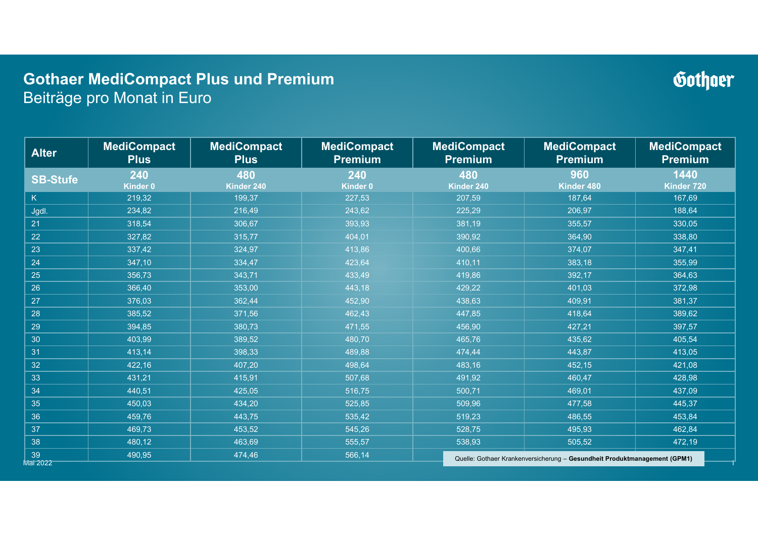# Gothaer MediCompact Plus und Premium

Beiträge pro Monat in Euro

| Alter | MediCompact Plus | MediCompact Plus | MediCompact Premium | MediCompact Premium | MediCompact Premium | MediCompact Premium |
|---|---|---|---|---|---|---|
| **SB-Stufe** | **240** Kinder 0 | **480** Kinder 240 | **240** Kinder 0 | **480** Kinder 240 | **960** Kinder 480 | **1440** Kinder 720 |
| K | 219,32 | 199,37 | 227,53 | 207,59 | 187,64 | 167,69 |
| Jgdl. | 234,82 | 216,49 | 243,62 | 225,29 | 206,97 | 188,64 |
| 21 | 318,54 | 306,67 | 393,93 | 381,19 | 355,57 | 330,05 |
| 22 | 327,82 | 315,77 | 404,01 | 390,92 | 364,90 | 338,80 |
| 23 | 337,42 | 324,97 | 413,86 | 400,66 | 374,07 | 347,41 |
| 24 | 347,10 | 334,47 | 423,64 | 410,11 | 383,18 | 355,99 |
| 25 | 356,73 | 343,71 | 433,49 | 419,86 | 392,17 | 364,63 |
| 26 | 366,40 | 353,00 | 443,18 | 429,22 | 401,03 | 372,98 |
| 27 | 376,03 | 362,44 | 452,90 | 438,63 | 409,91 | 381,37 |
| 28 | 385,52 | 371,56 | 462,43 | 447,85 | 418,64 | 389,62 |
| 29 | 394,85 | 380,73 | 471,55 | 456,90 | 427,21 | 397,57 |
| 30 | 403,99 | 389,52 | 480,70 | 465,76 | 435,62 | 405,54 |
| 31 | 413,14 | 398,33 | 489,88 | 474,44 | 443,87 | 413,05 |
| 32 | 422,16 | 407,20 | 498,64 | 483,16 | 452,15 | 421,08 |
| 33 | 431,21 | 415,91 | 507,68 | 491,92 | 460,47 | 428,98 |
| 34 | 440,51 | 425,05 | 516,75 | 500,71 | 469,01 | 437,09 |
| 35 | 450,03 | 434,20 | 525,85 | 509,96 | 477,58 | 445,37 |
| 36 | 459,76 | 443,75 | 535,42 | 519,23 | 486,55 | 453,84 |
| 37 | 469,73 | 453,52 | 545,26 | 528,75 | 495,93 | 462,84 |
| 38 | 480,12 | 463,69 | 555,57 | 538,93 | 505,52 | 472,19 |
| 39 | 490,95 | 474,46 | 566,14 | | | |

Mai 2022

Quelle: Gothaer Krankenversicherung – **Gesundheit Produktmanagement (GPM1)**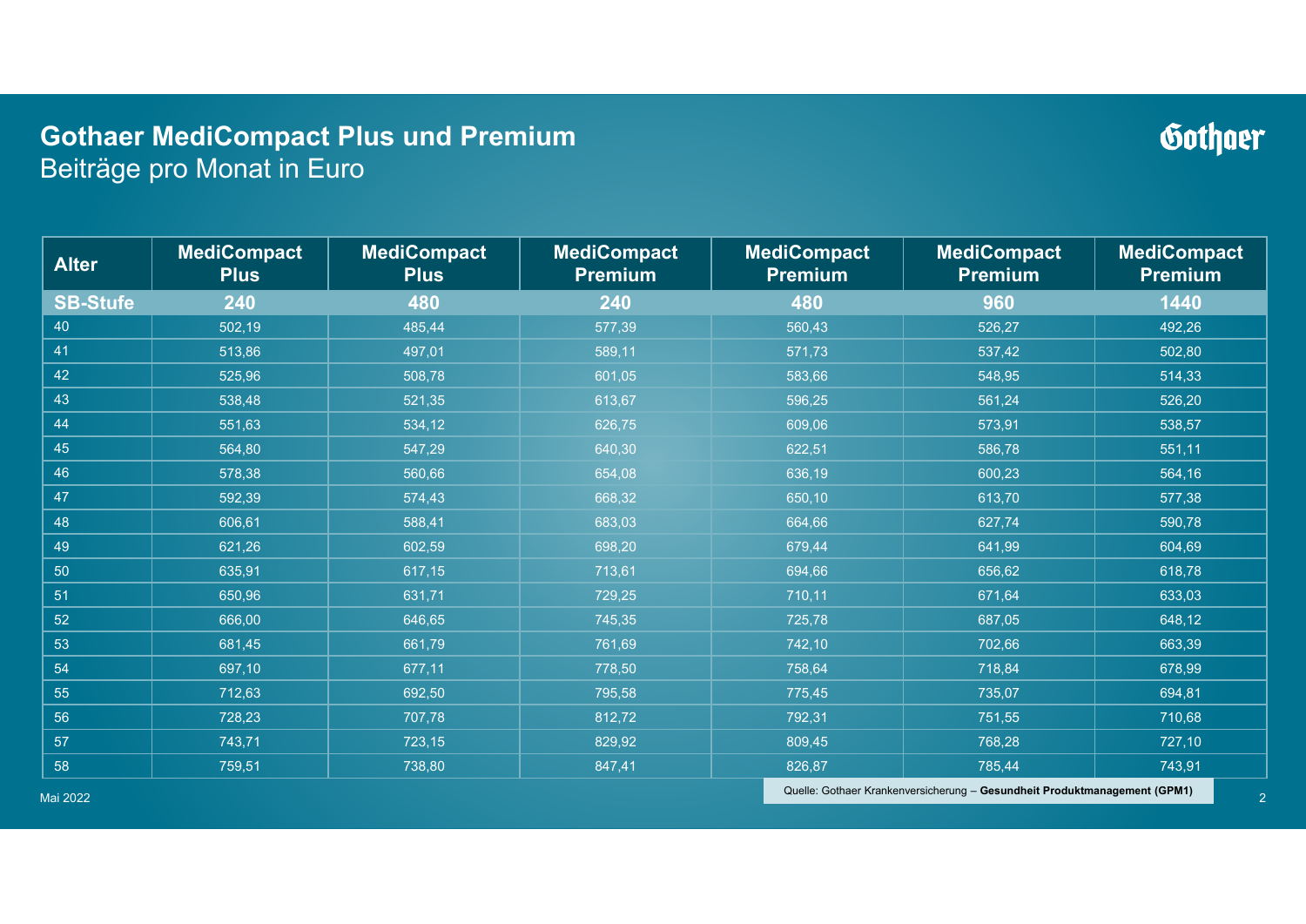# Gothaer MediCompact Plus und Premium

Beiträge pro Monat in Euro

| Alter | MediCompact Plus | MediCompact Plus | MediCompact Premium | MediCompact Premium | MediCompact Premium | MediCompact Premium |
|---|---|---|---|---|---|---|
| **SB-Stufe** | **240** | **480** | **240** | **480** | **960** | **1440** |
| 40 | 502,19 | 485,44 | 577,39 | 560,43 | 526,27 | 492,26 |
| 41 | 513,86 | 497,01 | 589,11 | 571,73 | 537,42 | 502,80 |
| 42 | 525,96 | 508,78 | 601,05 | 583,66 | 548,95 | 514,33 |
| 43 | 538,48 | 521,35 | 613,67 | 596,25 | 561,24 | 526,20 |
| 44 | 551,63 | 534,12 | 626,75 | 609,06 | 573,91 | 538,57 |
| 45 | 564,80 | 547,29 | 640,30 | 622,51 | 586,78 | 551,11 |
| 46 | 578,38 | 560,66 | 654,08 | 636,19 | 600,23 | 564,16 |
| 47 | 592,39 | 574,43 | 668,32 | 650,10 | 613,70 | 577,38 |
| 48 | 606,61 | 588,41 | 683,03 | 664,66 | 627,74 | 590,78 |
| 49 | 621,26 | 602,59 | 698,20 | 679,44 | 641,99 | 604,69 |
| 50 | 635,91 | 617,15 | 713,61 | 694,66 | 656,62 | 618,78 |
| 51 | 650,96 | 631,71 | 729,25 | 710,11 | 671,64 | 633,03 |
| 52 | 666,00 | 646,65 | 745,35 | 725,78 | 687,05 | 648,12 |
| 53 | 681,45 | 661,79 | 761,69 | 742,10 | 702,66 | 663,39 |
| 54 | 697,10 | 677,11 | 778,50 | 758,64 | 718,84 | 678,99 |
| 55 | 712,63 | 692,50 | 795,58 | 775,45 | 735,07 | 694,81 |
| 56 | 728,23 | 707,78 | 812,72 | 792,31 | 751,55 | 710,68 |
| 57 | 743,71 | 723,15 | 829,92 | 809,45 | 768,28 | 727,10 |
| 58 | 759,51 | 738,80 | 847,41 | 826,87 | 785,44 | 743,91 |

Mai 2022

Quelle: Gothaer Krankenversicherung – **Gesundheit Produktmanagement (GPM1)**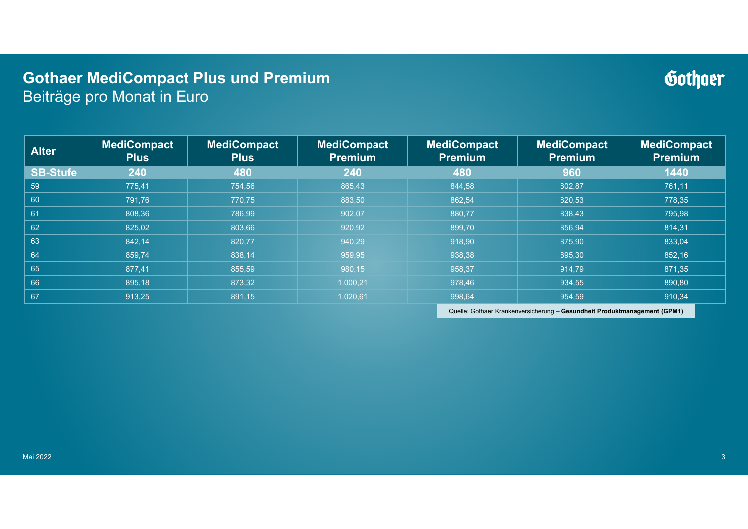# Gothaer MediCompact Plus und Premium

Beiträge pro Monat in Euro

| Alter | MediCompact Plus | MediCompact Plus | MediCompact Premium | MediCompact Premium | MediCompact Premium | MediCompact Premium |
|---|---|---|---|---|---|---|
| **SB-Stufe** | **240** | **480** | **240** | **480** | **960** | **1440** |
| 59 | 775,41 | 754,56 | 865,43 | 844,58 | 802,87 | 761,11 |
| 60 | 791,76 | 770,75 | 883,50 | 862,54 | 820,53 | 778,35 |
| 61 | 808,36 | 786,99 | 902,07 | 880,77 | 838,43 | 795,98 |
| 62 | 825,02 | 803,66 | 920,92 | 899,70 | 856,94 | 814,31 |
| 63 | 842,14 | 820,77 | 940,29 | 918,90 | 875,90 | 833,04 |
| 64 | 859,74 | 838,14 | 959,95 | 938,38 | 895,30 | 852,16 |
| 65 | 877,41 | 855,59 | 980,15 | 958,37 | 914,79 | 871,35 |
| 66 | 895,18 | 873,32 | 1.000,21 | 978,46 | 934,55 | 890,80 |
| 67 | 913,25 | 891,15 | 1.020,61 | 998,64 | 954,59 | 910,34 |

Quelle: Gothaer Krankenversicherung – **Gesundheit Produktmanagement (GPM1)**

Mai 2022